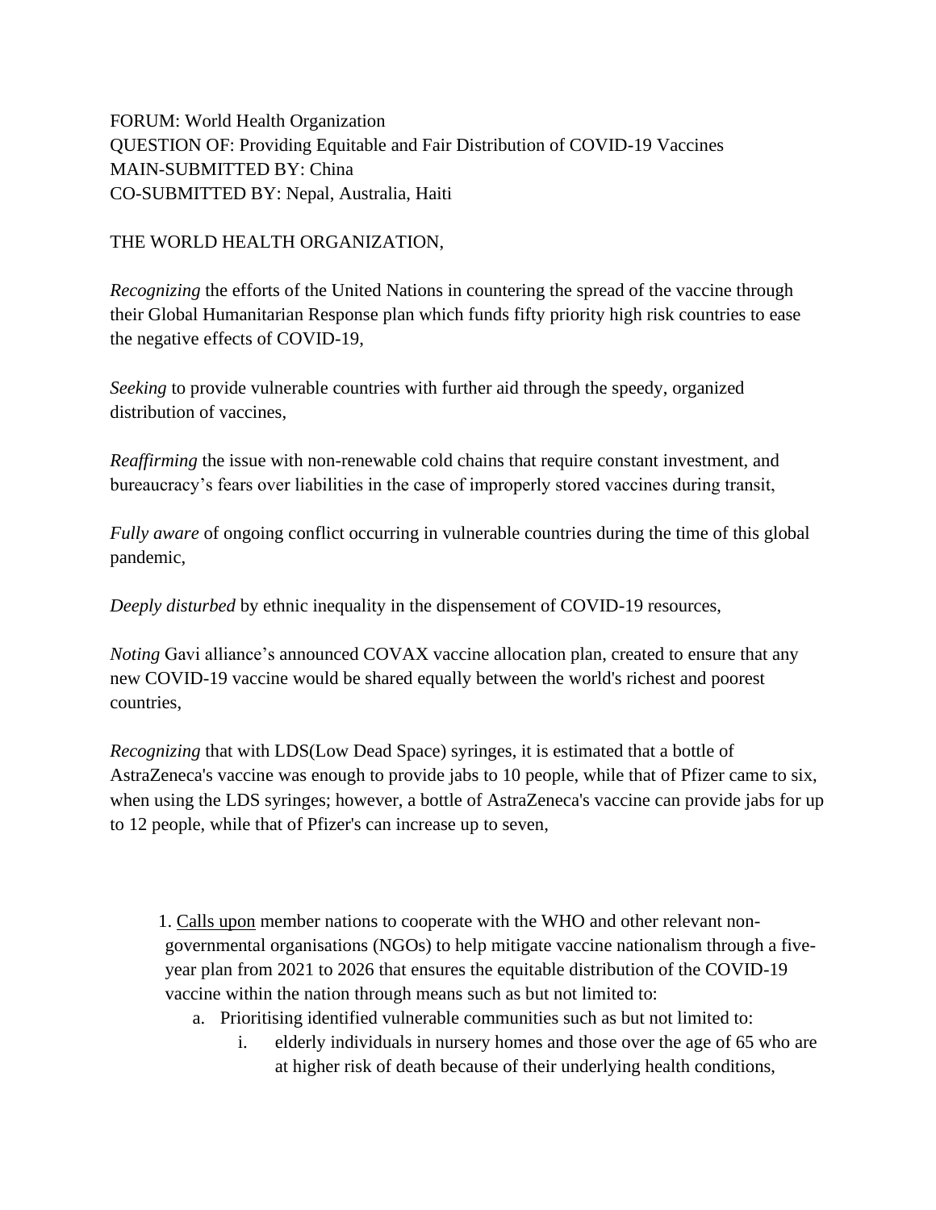FORUM: World Health Organization
QUESTION OF: Providing Equitable and Fair Distribution of COVID-19 Vaccines
MAIN-SUBMITTED BY: China
CO-SUBMITTED BY: Nepal, Australia, Haiti

THE WORLD HEALTH ORGANIZATION,

*Recognizing* the efforts of the United Nations in countering the spread of the vaccine through their Global Humanitarian Response plan which funds fifty priority high risk countries to ease the negative effects of COVID-19,

*Seeking* to provide vulnerable countries with further aid through the speedy, organized distribution of vaccines,

*Reaffirming* the issue with non-renewable cold chains that require constant investment, and bureaucracy's fears over liabilities in the case of improperly stored vaccines during transit,

*Fully aware* of ongoing conflict occurring in vulnerable countries during the time of this global pandemic,

*Deeply disturbed* by ethnic inequality in the dispensement of COVID-19 resources,

*Noting* Gavi alliance's announced COVAX vaccine allocation plan, created to ensure that any new COVID-19 vaccine would be shared equally between the world's richest and poorest countries,

*Recognizing* that with LDS(Low Dead Space) syringes, it is estimated that a bottle of AstraZeneca's vaccine was enough to provide jabs to 10 people, while that of Pfizer came to six, when using the LDS syringes; however, a bottle of AstraZeneca's vaccine can provide jabs for up to 12 people, while that of Pfizer's can increase up to seven,

1. <u>Calls upon</u> member nations to cooperate with the WHO and other relevant non-governmental organisations (NGOs) to help mitigate vaccine nationalism through a five-year plan from 2021 to 2026 that ensures the equitable distribution of the COVID-19 vaccine within the nation through means such as but not limited to:
    a. Prioritising identified vulnerable communities such as but not limited to:
        i. elderly individuals in nursery homes and those over the age of 65 who are at higher risk of death because of their underlying health conditions,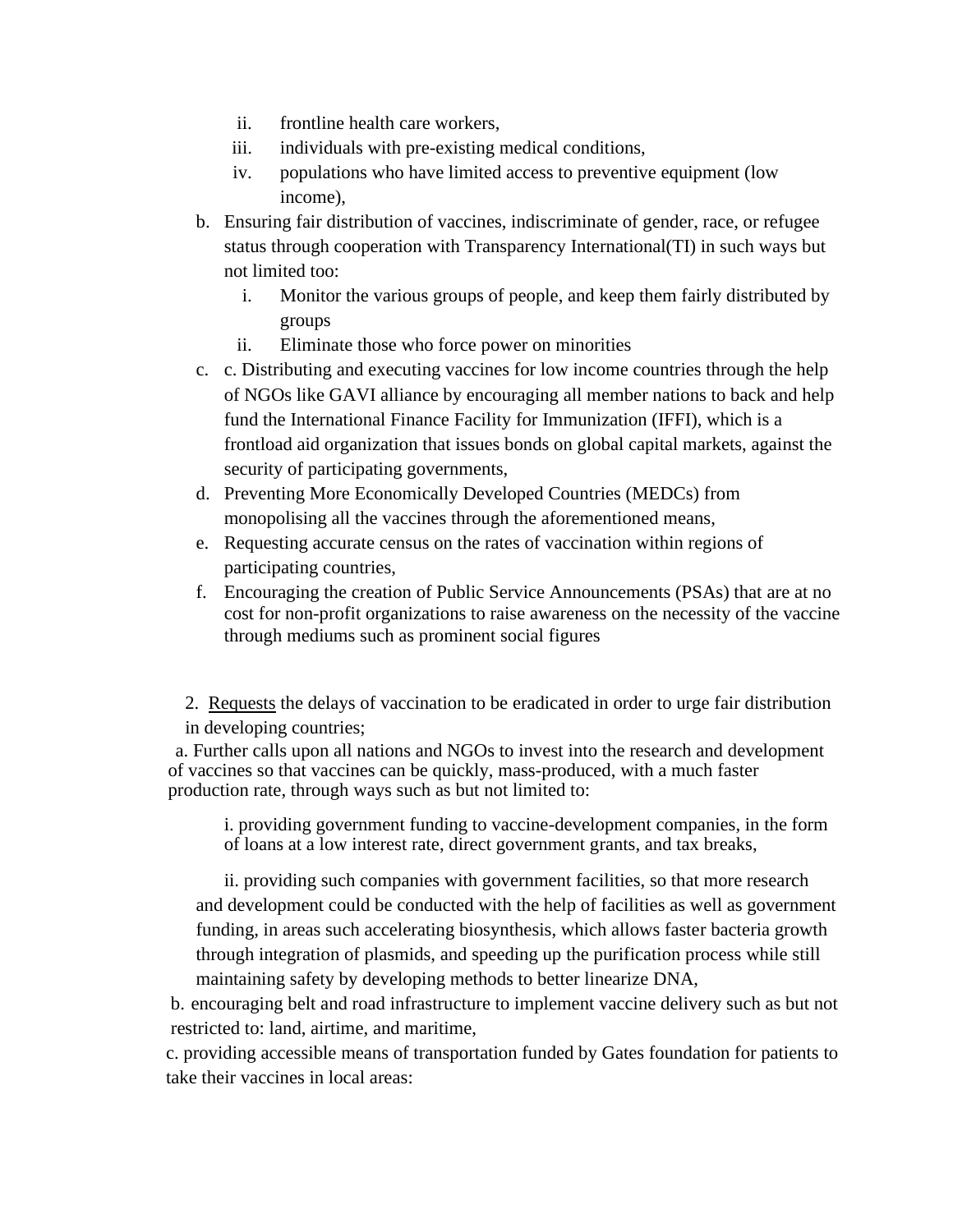ii. frontline health care workers,
   iii. individuals with pre-existing medical conditions,
   iv. populations who have limited access to preventive equipment (low income),

b. Ensuring fair distribution of vaccines, indiscriminate of gender, race, or refugee status through cooperation with Transparency International(TI) in such ways but not limited too:
   i. Monitor the various groups of people, and keep them fairly distributed by groups
   ii. Eliminate those who force power on minorities

c. c. Distributing and executing vaccines for low income countries through the help of NGOs like GAVI alliance by encouraging all member nations to back and help fund the International Finance Facility for Immunization (IFFI), which is a frontload aid organization that issues bonds on global capital markets, against the security of participating governments,

d. Preventing More Economically Developed Countries (MEDCs) from monopolising all the vaccines through the aforementioned means,

e. Requesting accurate census on the rates of vaccination within regions of participating countries,

f. Encouraging the creation of Public Service Announcements (PSAs) that are at no cost for non-profit organizations to raise awareness on the necessity of the vaccine through mediums such as prominent social figures

2. <u>Requests</u> the delays of vaccination to be eradicated in order to urge fair distribution in developing countries;

a. Further calls upon all nations and NGOs to invest into the research and development of vaccines so that vaccines can be quickly, mass-produced, with a much faster production rate, through ways such as but not limited to:

   i. providing government funding to vaccine-development companies, in the form of loans at a low interest rate, direct government grants, and tax breaks,

   ii. providing such companies with government facilities, so that more research and development could be conducted with the help of facilities as well as government funding, in areas such accelerating biosynthesis, which allows faster bacteria growth through integration of plasmids, and speeding up the purification process while still maintaining safety by developing methods to better linearize DNA,

b. encouraging belt and road infrastructure to implement vaccine delivery such as but not restricted to: land, airtime, and maritime,

c. providing accessible means of transportation funded by Gates foundation for patients to take their vaccines in local areas: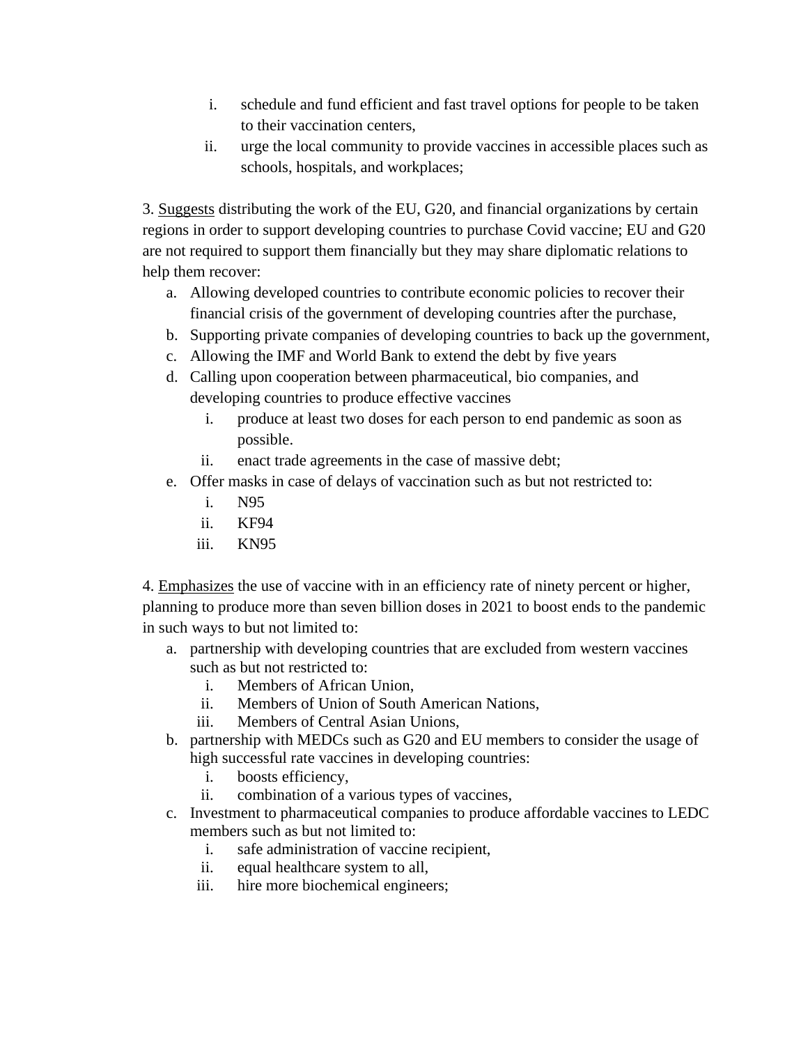i. schedule and fund efficient and fast travel options for people to be taken to their vaccination centers,
   ii. urge the local community to provide vaccines in accessible places such as schools, hospitals, and workplaces;

3. <u>Suggests</u> distributing the work of the EU, G20, and financial organizations by certain regions in order to support developing countries to purchase Covid vaccine; EU and G20 are not required to support them financially but they may share diplomatic relations to help them recover:
   a. Allowing developed countries to contribute economic policies to recover their financial crisis of the government of developing countries after the purchase,
   b. Supporting private companies of developing countries to back up the government,
   c. Allowing the IMF and World Bank to extend the debt by five years
   d. Calling upon cooperation between pharmaceutical, bio companies, and developing countries to produce effective vaccines
      i. produce at least two doses for each person to end pandemic as soon as possible.
      ii. enact trade agreements in the case of massive debt;
   e. Offer masks in case of delays of vaccination such as but not restricted to:
      i. N95
      ii. KF94
      iii. KN95

4. <u>Emphasizes</u> the use of vaccine with in an efficiency rate of ninety percent or higher, planning to produce more than seven billion doses in 2021 to boost ends to the pandemic in such ways to but not limited to:
   a. partnership with developing countries that are excluded from western vaccines such as but not restricted to:
      i. Members of African Union,
      ii. Members of Union of South American Nations,
      iii. Members of Central Asian Unions,
   b. partnership with MEDCs such as G20 and EU members to consider the usage of high successful rate vaccines in developing countries:
      i. boosts efficiency,
      ii. combination of a various types of vaccines,
   c. Investment to pharmaceutical companies to produce affordable vaccines to LEDC members such as but not limited to:
      i. safe administration of vaccine recipient,
      ii. equal healthcare system to all,
      iii. hire more biochemical engineers;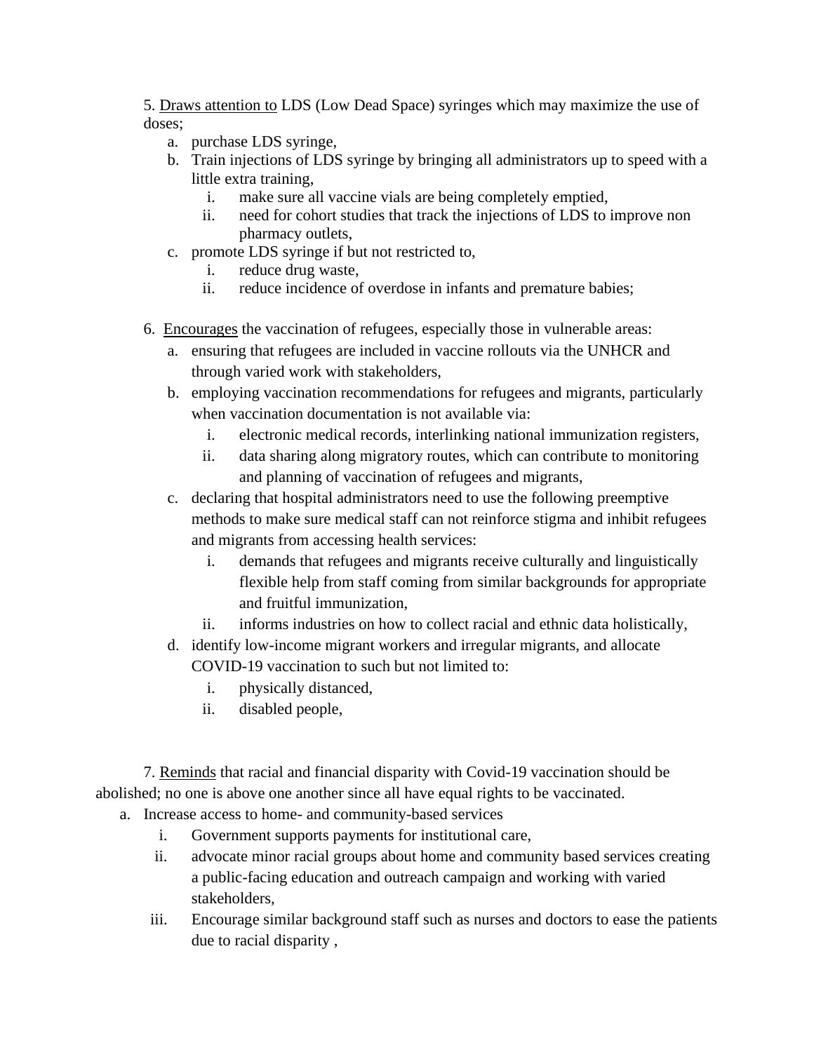5. <u>Draws attention to</u> LDS (Low Dead Space) syringes which may maximize the use of doses;

   a. purchase LDS syringe,
   b. Train injections of LDS syringe by bringing all administrators up to speed with a little extra training,
      i. make sure all vaccine vials are being completely emptied,
      ii. need for cohort studies that track the injections of LDS to improve non pharmacy outlets,
   c. promote LDS syringe if but not restricted to,
      i. reduce drug waste,
      ii. reduce incidence of overdose in infants and premature babies;

6. <u>Encourages</u> the vaccination of refugees, especially those in vulnerable areas:

   a. ensuring that refugees are included in vaccine rollouts via the UNHCR and through varied work with stakeholders,
   b. employing vaccination recommendations for refugees and migrants, particularly when vaccination documentation is not available via:
      i. electronic medical records, interlinking national immunization registers,
      ii. data sharing along migratory routes, which can contribute to monitoring and planning of vaccination of refugees and migrants,
   c. declaring that hospital administrators need to use the following preemptive methods to make sure medical staff can not reinforce stigma and inhibit refugees and migrants from accessing health services:
      i. demands that refugees and migrants receive culturally and linguistically flexible help from staff coming from similar backgrounds for appropriate and fruitful immunization,
      ii. informs industries on how to collect racial and ethnic data holistically,
   d. identify low-income migrant workers and irregular migrants, and allocate COVID-19 vaccination to such but not limited to:
      i. physically distanced,
      ii. disabled people,

7. <u>Reminds</u> that racial and financial disparity with Covid-19 vaccination should be abolished; no one is above one another since all have equal rights to be vaccinated.

   a. Increase access to home- and community-based services
      i. Government supports payments for institutional care,
      ii. advocate minor racial groups about home and community based services creating a public-facing education and outreach campaign and working with varied stakeholders,
      iii. Encourage similar background staff such as nurses and doctors to ease the patients due to racial disparity ,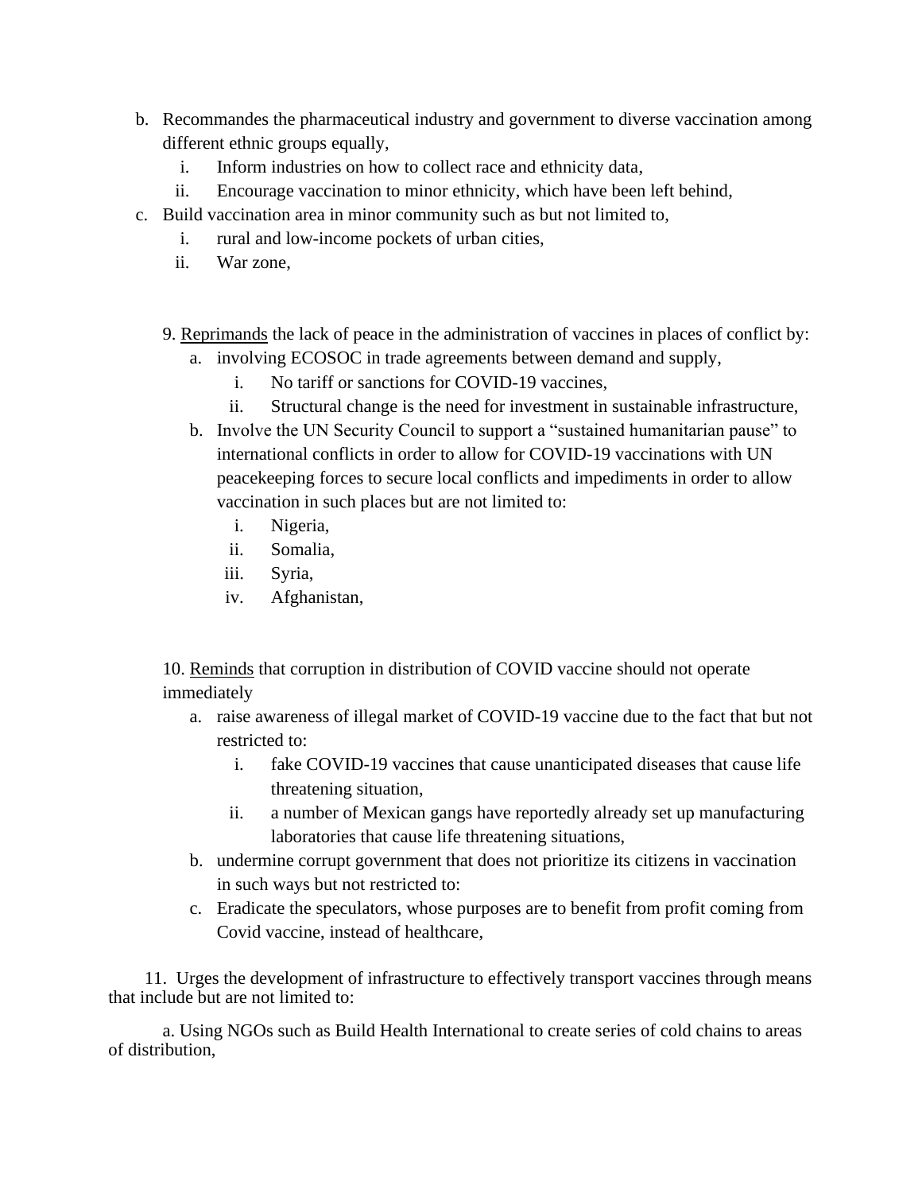b. Recommandes the pharmaceutical industry and government to diverse vaccination among different ethnic groups equally,
    i. Inform industries on how to collect race and ethnicity data,
    ii. Encourage vaccination to minor ethnicity, which have been left behind,

c. Build vaccination area in minor community such as but not limited to,
    i. rural and low-income pockets of urban cities,
    ii. War zone,

9. <u>Reprimands</u> the lack of peace in the administration of vaccines in places of conflict by:
    a. involving ECOSOC in trade agreements between demand and supply,
        i. No tariff or sanctions for COVID-19 vaccines,
        ii. Structural change is the need for investment in sustainable infrastructure,
    b. Involve the UN Security Council to support a "sustained humanitarian pause" to international conflicts in order to allow for COVID-19 vaccinations with UN peacekeeping forces to secure local conflicts and impediments in order to allow vaccination in such places but are not limited to:
        i. Nigeria,
        ii. Somalia,
        iii. Syria,
        iv. Afghanistan,

10. <u>Reminds</u> that corruption in distribution of COVID vaccine should not operate immediately
    a. raise awareness of illegal market of COVID-19 vaccine due to the fact that but not restricted to:
        i. fake COVID-19 vaccines that cause unanticipated diseases that cause life threatening situation,
        ii. a number of Mexican gangs have reportedly already set up manufacturing laboratories that cause life threatening situations,
    b. undermine corrupt government that does not prioritize its citizens in vaccination in such ways but not restricted to:
    c. Eradicate the speculators, whose purposes are to benefit from profit coming from Covid vaccine, instead of healthcare,

11. Urges the development of infrastructure to effectively transport vaccines through means that include but are not limited to:

    a. Using NGOs such as Build Health International to create series of cold chains to areas of distribution,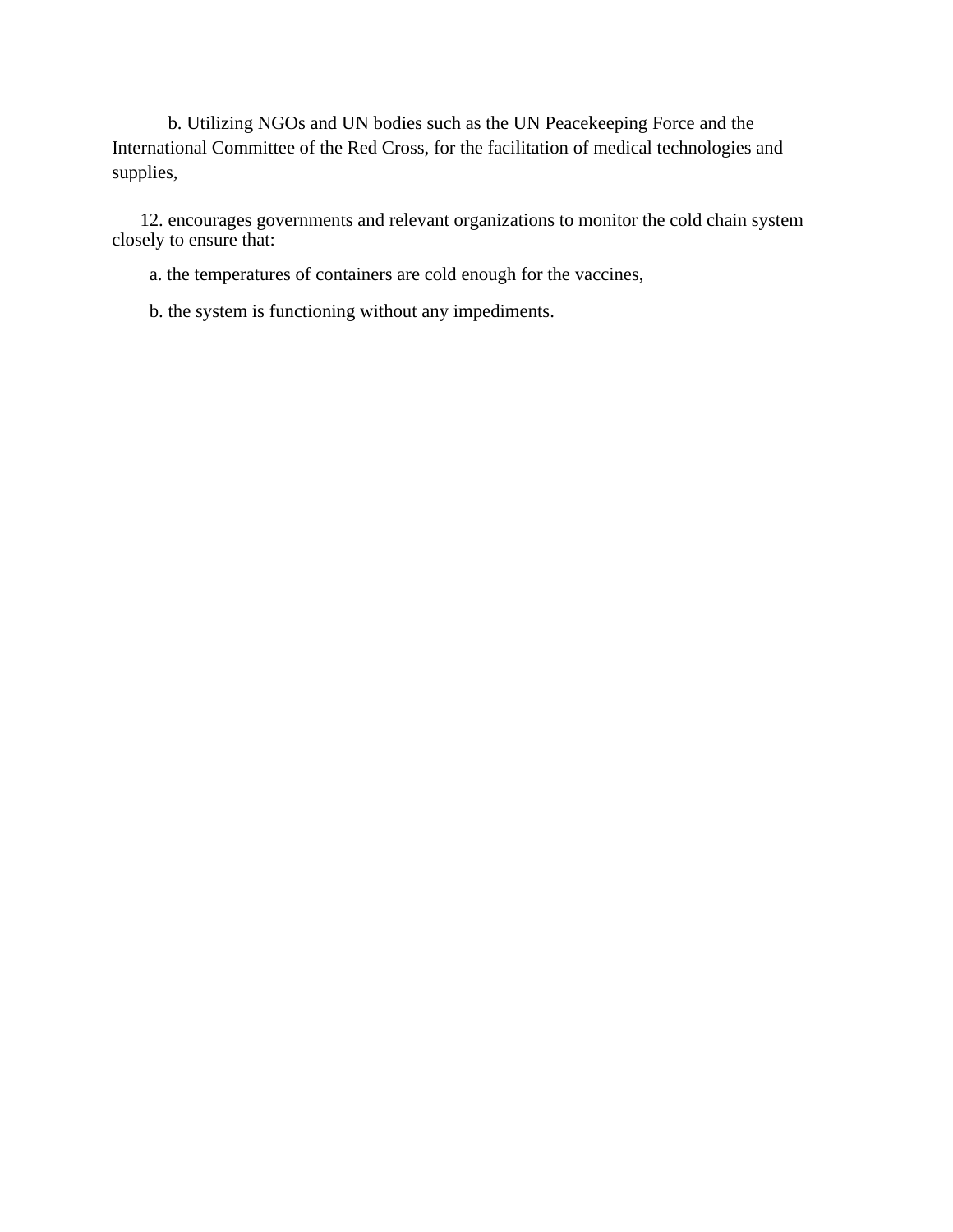b. Utilizing NGOs and UN bodies such as the UN Peacekeeping Force and the International Committee of the Red Cross, for the facilitation of medical technologies and supplies,

12. encourages governments and relevant organizations to monitor the cold chain system closely to ensure that:

a. the temperatures of containers are cold enough for the vaccines,

b. the system is functioning without any impediments.